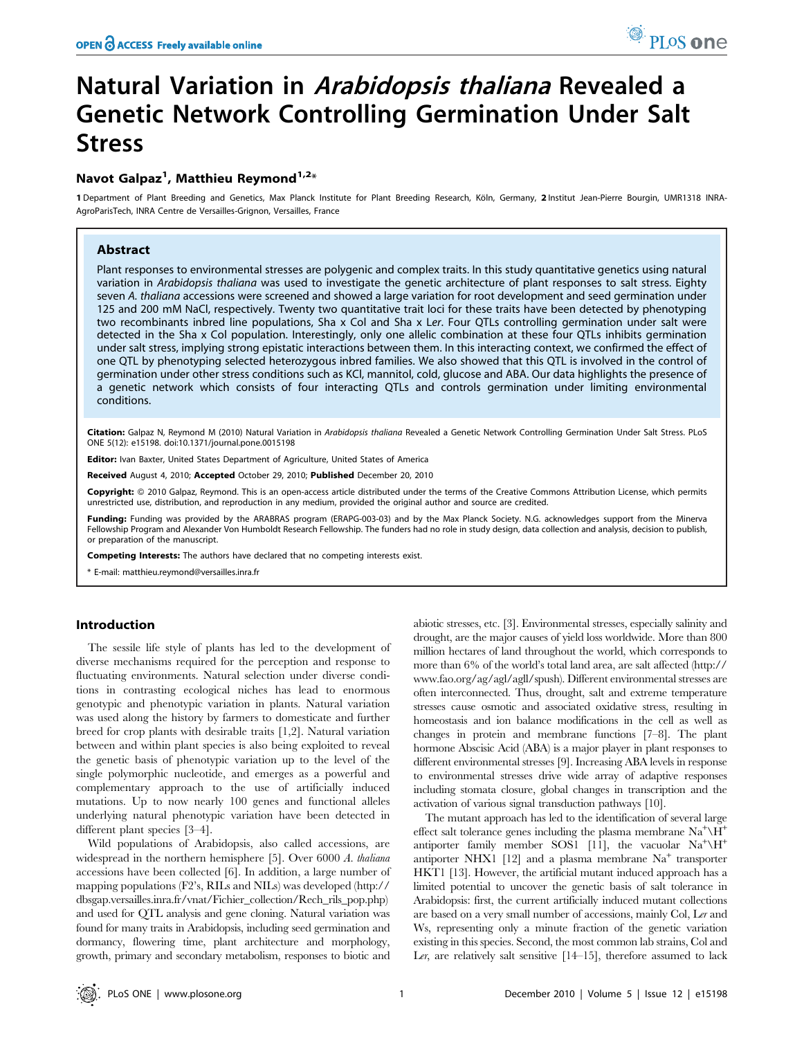# Natural Variation in *Arabidopsis thaliana* Revealed a Genetic Network Controlling Germination Under Salt Stress

**Navot Galpaz[1], Matthieu Reymond[1,2]***

1 Department of Plant Breeding and Genetics, Max Planck Institute for Plant Breeding Research, Köln, Germany, 2 Institut Jean-Pierre Bourgin, UMR1318 INRA-AgroParisTech, INRA Centre de Versailles-Grignon, Versailles, France

## Abstract

Plant responses to environmental stresses are polygenic and complex traits. In this study quantitative genetics using natural variation in *Arabidopsis thaliana* was used to investigate the genetic architecture of plant responses to salt stress. Eighty seven *A. thaliana* accessions were screened and showed a large variation for root development and seed germination under 125 and 200 mM NaCl, respectively. Twenty two quantitative trait loci for these traits have been detected by phenotyping two recombinants inbred line populations, Sha x Col and Sha x L*er*. Four QTLs controlling germination under salt were detected in the Sha x Col population. Interestingly, only one allelic combination at these four QTLs inhibits germination under salt stress, implying strong epistatic interactions between them. In this interacting context, we confirmed the effect of one QTL by phenotyping selected heterozygous inbred families. We also showed that this QTL is involved in the control of germination under other stress conditions such as KCl, mannitol, cold, glucose and ABA. Our data highlights the presence of a genetic network which consists of four interacting QTLs and controls germination under limiting environmental conditions.

**Citation:** Galpaz N, Reymond M (2010) Natural Variation in *Arabidopsis thaliana* Revealed a Genetic Network Controlling Germination Under Salt Stress. PLoS ONE 5(12): e15198. doi:10.1371/journal.pone.0015198

**Editor:** Ivan Baxter, United States Department of Agriculture, United States of America

**Received** August 4, 2010; **Accepted** October 29, 2010; **Published** December 20, 2010

**Copyright:** © 2010 Galpaz, Reymond. This is an open-access article distributed under the terms of the Creative Commons Attribution License, which permits unrestricted use, distribution, and reproduction in any medium, provided the original author and source are credited.

**Funding:** Funding was provided by the ARABRAS program (ERAPG-003-03) and by the Max Planck Society. N.G. acknowledges support from the Minerva Fellowship Program and Alexander Von Humboldt Research Fellowship. The funders had no role in study design, data collection and analysis, decision to publish, or preparation of the manuscript.

**Competing Interests:** The authors have declared that no competing interests exist.

\* E-mail: matthieu.reymond@versailles.inra.fr

## Introduction

The sessile life style of plants has led to the development of diverse mechanisms required for the perception and response to fluctuating environments. Natural selection under diverse conditions in contrasting ecological niches has lead to enormous genotypic and phenotypic variation in plants. Natural variation was used along the history by farmers to domesticate and further breed for crop plants with desirable traits [1,2]. Natural variation between and within plant species is also being exploited to reveal the genetic basis of phenotypic variation up to the level of the single polymorphic nucleotide, and emerges as a powerful and complementary approach to the use of artificially induced mutations. Up to now nearly 100 genes and functional alleles underlying natural phenotypic variation have been detected in different plant species [3–4].

Wild populations of Arabidopsis, also called accessions, are widespread in the northern hemisphere [5]. Over 6000 *A. thaliana* accessions have been collected [6]. In addition, a large number of mapping populations (F2's, RILs and NILs) was developed (http://dbsgap.versailles.inra.fr/vnat/Fichier_collection/Rech_rils_pop.php) and used for QTL analysis and gene cloning. Natural variation was found for many traits in Arabidopsis, including seed germination and dormancy, flowering time, plant architecture and morphology, growth, primary and secondary metabolism, responses to biotic and abiotic stresses, etc. [3]. Environmental stresses, especially salinity and drought, are the major causes of yield loss worldwide. More than 800 million hectares of land throughout the world, which corresponds to more than 6% of the world's total land area, are salt affected (http://www.fao.org/ag/agl/agll/spush). Different environmental stresses are often interconnected. Thus, drought, salt and extreme temperature stresses cause osmotic and associated oxidative stress, resulting in homeostasis and ion balance modifications in the cell as well as changes in protein and membrane functions [7–8]. The plant hormone Abscisic Acid (ABA) is a major player in plant responses to different environmental stresses [9]. Increasing ABA levels in response to environmental stresses drive wide array of adaptive responses including stomata closure, global changes in transcription and the activation of various signal transduction pathways [10].

The mutant approach has led to the identification of several large effect salt tolerance genes including the plasma membrane $Na^+\backslash H^+$ antiporter family member SOS1 [11], the vacuolar $Na^+\backslash H^+$ antiporter NHX1 [12] and a plasma membrane $Na^+$ transporter HKT1 [13]. However, the artificial mutant induced approach has a limited potential to uncover the genetic basis of salt tolerance in Arabidopsis: first, the current artificially induced mutant collections are based on a very small number of accessions, mainly Col, L*er* and Ws, representing only a minute fraction of the genetic variation existing in this species. Second, the most common lab strains, Col and L*er*, are relatively salt sensitive [14–15], therefore assumed to lack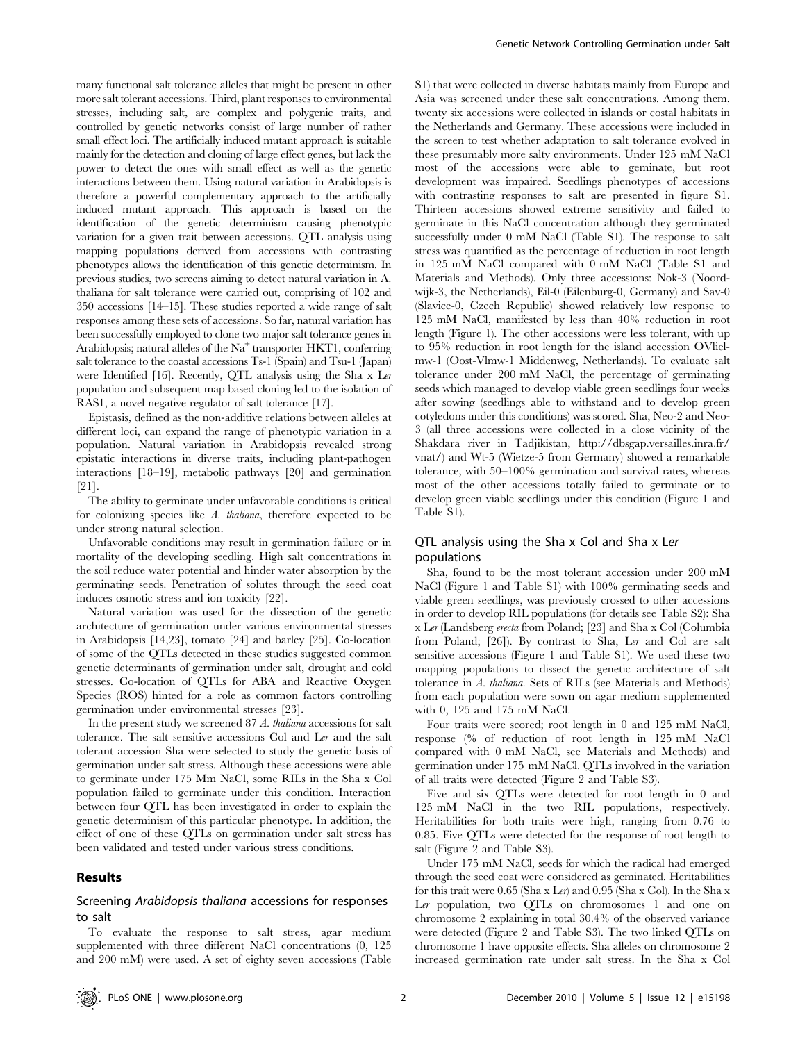many functional salt tolerance alleles that might be present in other more salt tolerant accessions. Third, plant responses to environmental stresses, including salt, are complex and polygenic traits, and controlled by genetic networks consist of large number of rather small effect loci. The artificially induced mutant approach is suitable mainly for the detection and cloning of large effect genes, but lack the power to detect the ones with small effect as well as the genetic interactions between them. Using natural variation in Arabidopsis is therefore a powerful complementary approach to the artificially induced mutant approach. This approach is based on the identification of the genetic determinism causing phenotypic variation for a given trait between accessions. QTL analysis using mapping populations derived from accessions with contrasting phenotypes allows the identification of this genetic determinism. In previous studies, two screens aiming to detect natural variation in A. thaliana for salt tolerance were carried out, comprising of 102 and 350 accessions [14–15]. These studies reported a wide range of salt responses among these sets of accessions. So far, natural variation has been successfully employed to clone two major salt tolerance genes in Arabidopsis; natural alleles of the $Na^+$ transporter HKT1, conferring salt tolerance to the coastal accessions Ts-1 (Spain) and Tsu-1 (Japan) were Identified [16]. Recently, QTL analysis using the Sha x *Ler* population and subsequent map based cloning led to the isolation of RAS1, a novel negative regulator of salt tolerance [17].

Epistasis, defined as the non-additive relations between alleles at different loci, can expand the range of phenotypic variation in a population. Natural variation in Arabidopsis revealed strong epistatic interactions in diverse traits, including plant-pathogen interactions [18–19], metabolic pathways [20] and germination [21].

The ability to germinate under unfavorable conditions is critical for colonizing species like *A. thaliana*, therefore expected to be under strong natural selection.

Unfavorable conditions may result in germination failure or in mortality of the developing seedling. High salt concentrations in the soil reduce water potential and hinder water absorption by the germinating seeds. Penetration of solutes through the seed coat induces osmotic stress and ion toxicity [22].

Natural variation was used for the dissection of the genetic architecture of germination under various environmental stresses in Arabidopsis [14,23], tomato [24] and barley [25]. Co-location of some of the QTLs detected in these studies suggested common genetic determinants of germination under salt, drought and cold stresses. Co-location of QTLs for ABA and Reactive Oxygen Species (ROS) hinted for a role as common factors controlling germination under environmental stresses [23].

In the present study we screened 87 *A. thaliana* accessions for salt tolerance. The salt sensitive accessions Col and *Ler* and the salt tolerant accession Sha were selected to study the genetic basis of germination under salt stress. Although these accessions were able to germinate under 175 Mm NaCl, some RILs in the Sha x Col population failed to germinate under this condition. Interaction between four QTL has been investigated in order to explain the genetic determinism of this particular phenotype. In addition, the effect of one of these QTLs on germination under salt stress has been validated and tested under various stress conditions.

## Results

### Screening *Arabidopsis thaliana* accessions for responses to salt

To evaluate the response to salt stress, agar medium supplemented with three different NaCl concentrations (0, 125 and 200 mM) were used. A set of eighty seven accessions (Table S1) that were collected in diverse habitats mainly from Europe and Asia was screened under these salt concentrations. Among them, twenty six accessions were collected in islands or costal habitats in the Netherlands and Germany. These accessions were included in the screen to test whether adaptation to salt tolerance evolved in these presumably more salty environments. Under 125 mM NaCl most of the accessions were able to geminate, but root development was impaired. Seedlings phenotypes of accessions with contrasting responses to salt are presented in figure S1. Thirteen accessions showed extreme sensitivity and failed to germinate in this NaCl concentration although they germinated successfully under 0 mM NaCl (Table S1). The response to salt stress was quantified as the percentage of reduction in root length in 125 mM NaCl compared with 0 mM NaCl (Table S1 and Materials and Methods). Only three accessions: Nok-3 (Noordwijk-3, the Netherlands), Eil-0 (Eilenburg-0, Germany) and Sav-0 (Slavice-0, Czech Republic) showed relatively low response to 125 mM NaCl, manifested by less than 40% reduction in root length (Figure 1). The other accessions were less tolerant, with up to 95% reduction in root length for the island accession OVlielmw-1 (Oost-Vlmw-1 Middenweg, Netherlands). To evaluate salt tolerance under 200 mM NaCl, the percentage of germinating seeds which managed to develop viable green seedlings four weeks after sowing (seedlings able to withstand and to develop green cotyledons under this conditions) was scored. Sha, Neo-2 and Neo-3 (all three accessions were collected in a close vicinity of the Shakdara river in Tadjikistan, http://dbsgap.versailles.inra.fr/vnat/) and Wt-5 (Wietze-5 from Germany) showed a remarkable tolerance, with 50–100% germination and survival rates, whereas most of the other accessions totally failed to germinate or to develop green viable seedlings under this condition (Figure 1 and Table S1).

### QTL analysis using the Sha x Col and Sha x *Ler* populations

Sha, found to be the most tolerant accession under 200 mM NaCl (Figure 1 and Table S1) with 100% germinating seeds and viable green seedlings, was previously crossed to other accessions in order to develop RIL populations (for details see Table S2): Sha x *Ler* (Landsberg *erecta* from Poland; [23] and Sha x Col (Columbia from Poland; [26]). By contrast to Sha, *Ler* and Col are salt sensitive accessions (Figure 1 and Table S1). We used these two mapping populations to dissect the genetic architecture of salt tolerance in *A. thaliana*. Sets of RILs (see Materials and Methods) from each population were sown on agar medium supplemented with 0, 125 and 175 mM NaCl.

Four traits were scored; root length in 0 and 125 mM NaCl, response (% of reduction of root length in 125 mM NaCl compared with 0 mM NaCl, see Materials and Methods) and germination under 175 mM NaCl. QTLs involved in the variation of all traits were detected (Figure 2 and Table S3).

Five and six QTLs were detected for root length in 0 and 125 mM NaCl in the two RIL populations, respectively. Heritabilities for both traits were high, ranging from 0.76 to 0.85. Five QTLs were detected for the response of root length to salt (Figure 2 and Table S3).

Under 175 mM NaCl, seeds for which the radical had emerged through the seed coat were considered as geminated. Heritabilities for this trait were 0.65 (Sha x *Ler*) and 0.95 (Sha x Col). In the Sha x *Ler* population, two QTLs on chromosomes 1 and one on chromosome 2 explaining in total 30.4% of the observed variance were detected (Figure 2 and Table S3). The two linked QTLs on chromosome 1 have opposite effects. Sha alleles on chromosome 2 increased germination rate under salt stress. In the Sha x Col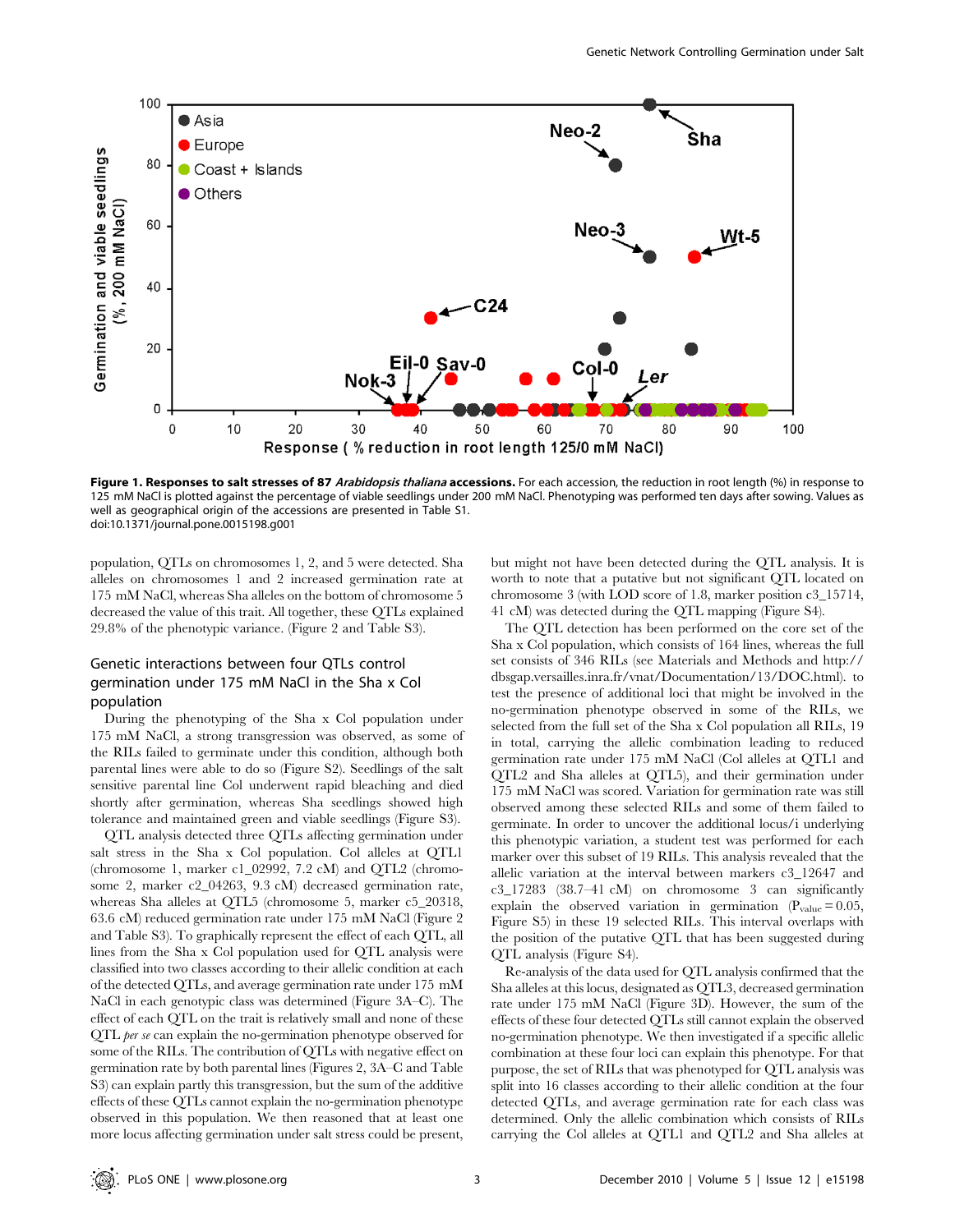**Figure 1. Responses to salt stresses of 87 *Arabidopsis thaliana* accessions.** For each accession, the reduction in root length (%) in response to 125 mM NaCl is plotted against the percentage of viable seedlings under 200 mM NaCl. Phenotyping was performed ten days after sowing. Values as well as geographical origin of the accessions are presented in Table S1.
doi:10.1371/journal.pone.0015198.g001

population, QTLs on chromosomes 1, 2, and 5 were detected. Sha alleles on chromosomes 1 and 2 increased germination rate at 175 mM NaCl, whereas Sha alleles on the bottom of chromosome 5 decreased the value of this trait. All together, these QTLs explained 29.8% of the phenotypic variance. (Figure 2 and Table S3).

## Genetic interactions between four QTLs control germination under 175 mM NaCl in the Sha x Col population

During the phenotyping of the Sha x Col population under 175 mM NaCl, a strong transgression was observed, as some of the RILs failed to germinate under this condition, although both parental lines were able to do so (Figure S2). Seedlings of the salt sensitive parental line Col underwent rapid bleaching and died shortly after germination, whereas Sha seedlings showed high tolerance and maintained green and viable seedlings (Figure S3).

QTL analysis detected three QTLs affecting germination under salt stress in the Sha x Col population. Col alleles at QTL1 (chromosome 1, marker c1_02992, 7.2 cM) and QTL2 (chromosome 2, marker c2_04263, 9.3 cM) decreased germination rate, whereas Sha alleles at QTL5 (chromosome 5, marker c5_20318, 63.6 cM) reduced germination rate under 175 mM NaCl (Figure 2 and Table S3). To graphically represent the effect of each QTL, all lines from the Sha x Col population used for QTL analysis were classified into two classes according to their allelic condition at each of the detected QTLs, and average germination rate under 175 mM NaCl in each genotypic class was determined (Figure 3A–C). The effect of each QTL on the trait is relatively small and none of these QTL *per se* can explain the no-germination phenotype observed for some of the RILs. The contribution of QTLs with negative effect on germination rate by both parental lines (Figures 2, 3A–C and Table S3) can explain partly this transgression, but the sum of the additive effects of these QTLs cannot explain the no-germination phenotype observed in this population. We then reasoned that at least one more locus affecting germination under salt stress could be present, but might not have been detected during the QTL analysis. It is worth to note that a putative but not significant QTL located on chromosome 3 (with LOD score of 1.8, marker position c3_15714, 41 cM) was detected during the QTL mapping (Figure S4).

The QTL detection has been performed on the core set of the Sha x Col population, which consists of 164 lines, whereas the full set consists of 346 RILs (see Materials and Methods and http://dbsgap.versailles.inra.fr/vnat/Documentation/13/DOC.html). to test the presence of additional loci that might be involved in the no-germination phenotype observed in some of the RILs, we selected from the full set of the Sha x Col population all RILs, 19 in total, carrying the allelic combination leading to reduced germination rate under 175 mM NaCl (Col alleles at QTL1 and QTL2 and Sha alleles at QTL5), and their germination under 175 mM NaCl was scored. Variation for germination rate was still observed among these selected RILs and some of them failed to germinate. In order to uncover the additional locus/i underlying this phenotypic variation, a student test was performed for each marker over this subset of 19 RILs. This analysis revealed that the allelic variation at the interval between markers c3_12647 and c3_17283 (38.7–41 cM) on chromosome 3 can significantly explain the observed variation in germination ($P_{value}$ = 0.05, Figure S5) in these 19 selected RILs. This interval overlaps with the position of the putative QTL that has been suggested during QTL analysis (Figure S4).

Re-analysis of the data used for QTL analysis confirmed that the Sha alleles at this locus, designated as QTL3, decreased germination rate under 175 mM NaCl (Figure 3D). However, the sum of the effects of these four detected QTLs still cannot explain the observed no-germination phenotype. We then investigated if a specific allelic combination at these four loci can explain this phenotype. For that purpose, the set of RILs that was phenotyped for QTL analysis was split into 16 classes according to their allelic condition at the four detected QTLs, and average germination rate for each class was determined. Only the allelic combination which consists of RILs carrying the Col alleles at QTL1 and QTL2 and Sha alleles at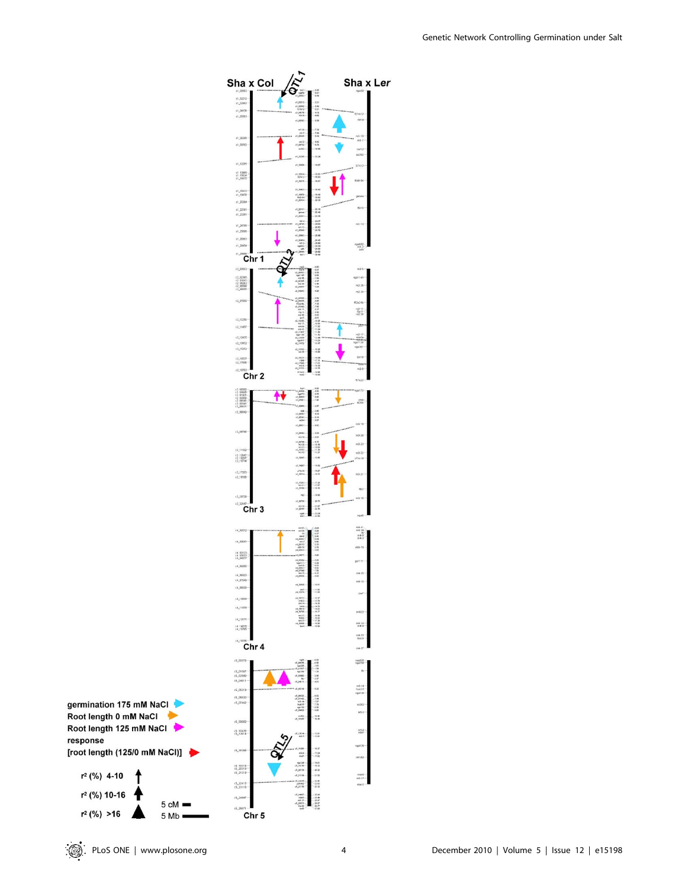Sha x Col

Sha x Ler

QTL1

QTL2

QTL5

Chr 1

Chr 2

Chr 3

Chr 4

Chr 5

germination 175 mM NaCl

Root length 0 mM NaCl

Root length 125 mM NaCl

response

[root length (125/0 mM NaCl)]

$r^2$ (%) 4-10

$r^2$ (%) 10-16

$r^2$ (%) >16

5 cM

5 Mb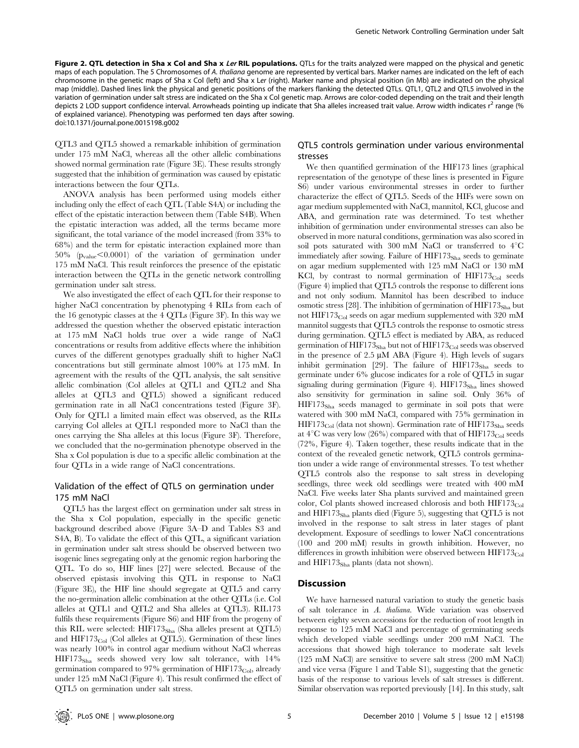**Figure 2. QTL detection in Sha x Col and Sha x *Ler* RIL populations.** QTLs for the traits analyzed were mapped on the physical and genetic maps of each population. The 5 Chromosomes of *A. thaliana* genome are represented by vertical bars. Marker names are indicated on the left of each chromosome in the genetic maps of Sha x Col (left) and Sha x *Ler* (right). Marker name and physical position (in Mb) are indicated on the physical map (middle). Dashed lines link the physical and genetic positions of the markers flanking the detected QTLs. QTL1, QTL2 and QTL5 involved in the variation of germination under salt stress are indicated on the Sha x Col genetic map. Arrows are color-coded depending on the trait and their length depicts 2 LOD support confidence interval. Arrowheads pointing up indicate that Sha alleles increased trait value. Arrow width indicates $r^2$ range (% of explained variance). Phenotyping was performed ten days after sowing.
doi:10.1371/journal.pone.0015198.g002

QTL3 and QTL5 showed a remarkable inhibition of germination under 175 mM NaCl, whereas all the other allelic combinations showed normal germination rate (Figure 3E). These results strongly suggested that the inhibition of germination was caused by epistatic interactions between the four QTLs.

ANOVA analysis has been performed using models either including only the effect of each QTL (Table S4A) or including the effect of the epistatic interaction between them (Table S4B). When the epistatic interaction was added, all the terms became more significant, the total variance of the model increased (from 33% to 68%) and the term for epistatic interaction explained more than 50% ($p_{value}<0.0001$) of the variation of germination under 175 mM NaCl. This result reinforces the presence of the epistatic interaction between the QTLs in the genetic network controlling germination under salt stress.

We also investigated the effect of each QTL for their response to higher NaCl concentration by phenotyping 4 RILs from each of the 16 genotypic classes at the 4 QTLs (Figure 3F). In this way we addressed the question whether the observed epistatic interaction at 175 mM NaCl holds true over a wide range of NaCl concentrations or results from additive effects where the inhibition curves of the different genotypes gradually shift to higher NaCl concentrations but still germinate almost 100% at 175 mM. In agreement with the results of the QTL analysis, the salt sensitive allelic combination (Col alleles at QTL1 and QTL2 and Sha alleles at QTL3 and QTL5) showed a significant reduced germination rate in all NaCl concentrations tested (Figure 3F). Only for QTL1 a limited main effect was observed, as the RILs carrying Col alleles at QTL1 responded more to NaCl than the ones carrying the Sha alleles at this locus (Figure 3F). Therefore, we concluded that the no-germination phenotype observed in the Sha x Col population is due to a specific allelic combination at the four QTLs in a wide range of NaCl concentrations.

## Validation of the effect of QTL5 on germination under 175 mM NaCl

QTL5 has the largest effect on germination under salt stress in the Sha x Col population, especially in the specific genetic background described above (Figure 3A–D and Tables S3 and S4A, B). To validate the effect of this QTL, a significant variation in germination under salt stress should be observed between two isogenic lines segregating only at the genomic region harboring the QTL. To do so, HIF lines [27] were selected. Because of the observed epistasis involving this QTL in response to NaCl (Figure 3E), the HIF line should segregate at QTL5 and carry the no-germination allelic combination at the other QTLs (i.e. Col alleles at QTL1 and QTL2 and Sha alleles at QTL3). RIL173 fulfils these requirements (Figure S6) and HIF from the progeny of this RIL were selected: $HIF173_{Sha}$ (Sha alleles present at QTL5) and $HIF173_{Col}$ (Col alleles at QTL5). Germination of these lines was nearly 100% in control agar medium without NaCl whereas $HIF173_{Sha}$ seeds showed very low salt tolerance, with 14% germination compared to 97% germination of $HIF173_{Col}$, already under 125 mM NaCl (Figure 4). This result confirmed the effect of QTL5 on germination under salt stress.

## QTL5 controls germination under various environmental stresses

We then quantified germination of the HIF173 lines (graphical representation of the genotype of these lines is presented in Figure S6) under various environmental stresses in order to further characterize the effect of QTL5. Seeds of the HIFs were sown on agar medium supplemented with NaCl, mannitol, KCl, glucose and ABA, and germination rate was determined. To test whether inhibition of germination under environmental stresses can also be observed in more natural conditions, germination was also scored in soil pots saturated with 300 mM NaCl or transferred to 4°C immediately after sowing. Failure of $HIF173_{Sha}$ seeds to geminate on agar medium supplemented with 125 mM NaCl or 130 mM KCl, by contrast to normal germination of $HIF173_{Col}$ seeds (Figure 4) implied that QTL5 controls the response to different ions and not only sodium. Mannitol has been described to induce osmotic stress [28]. The inhibition of germination of $HIF173_{Sha}$ but not $HIF173_{Col}$ seeds on agar medium supplemented with 320 mM mannitol suggests that QTL5 controls the response to osmotic stress during germination. QTL5 effect is mediated by ABA, as reduced germination of $HIF173_{Sha}$ but not of $HIF173_{Col}$ seeds was observed in the presence of 2.5 µM ABA (Figure 4). High levels of sugars inhibit germination [29]. The failure of $HIF173_{Sha}$ seeds to germinate under 6% glucose indicates for a role of QTL5 in sugar signaling during germination (Figure 4). $HIF173_{Sha}$ lines showed also sensitivity for germination in saline soil. Only 36% of $HIF173_{Sha}$ seeds managed to germinate in soil pots that were watered with 300 mM NaCl, compared with 75% germination in $HIF173_{Col}$ (data not shown). Germination rate of $HIF173_{Sha}$ seeds at 4°C was very low (26%) compared with that of $HIF173_{Col}$ seeds (72%, Figure 4). Taken together, these results indicate that in the context of the revealed genetic network, QTL5 controls germination under a wide range of environmental stresses. To test whether QTL5 controls also the response to salt stress in developing seedlings, three week old seedlings were treated with 400 mM NaCl. Five weeks later Sha plants survived and maintained green color, Col plants showed increased chlorosis and both $HIF173_{Col}$ and $HIF173_{Sha}$ plants died (Figure 5), suggesting that QTL5 is not involved in the response to salt stress in later stages of plant development. Exposure of seedlings to lower NaCl concentrations (100 and 200 mM) results in growth inhibition. However, no differences in growth inhibition were observed between $HIF173_{Col}$ and $HIF173_{Sha}$ plants (data not shown).

# Discussion

We have harnessed natural variation to study the genetic basis of salt tolerance in *A. thaliana*. Wide variation was observed between eighty seven accessions for the reduction of root length in response to 125 mM NaCl and percentage of germinating seeds which developed viable seedlings under 200 mM NaCl. The accessions that showed high tolerance to moderate salt levels (125 mM NaCl) are sensitive to severe salt stress (200 mM NaCl) and vice versa (Figure 1 and Table S1), suggesting that the genetic basis of the response to various levels of salt stresses is different. Similar observation was reported previously [14]. In this study, salt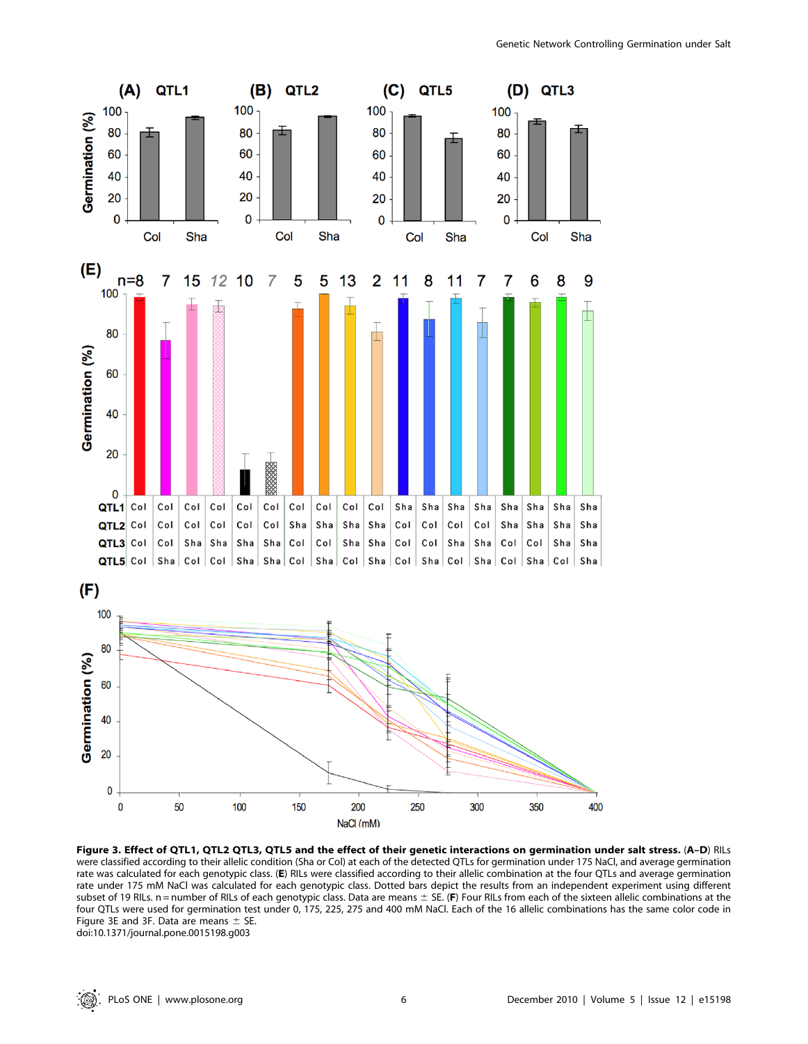**Figure 3. Effect of QTL1, QTL2 QTL3, QTL5 and the effect of their genetic interactions on germination under salt stress.** (**A–D**) RILs were classified according to their allelic condition (Sha or Col) at each of the detected QTLs for germination under 175 NaCl, and average germination rate was calculated for each genotypic class. (**E**) RILs were classified according to their allelic combination at the four QTLs and average germination rate under 175 mM NaCl was calculated for each genotypic class. Dotted bars depict the results from an independent experiment using different subset of 19 RILs. n = number of RILs of each genotypic class. Data are means ± SE. (**F**) Four RILs from each of the sixteen allelic combinations at the four QTLs were used for germination test under 0, 175, 225, 275 and 400 mM NaCl. Each of the 16 allelic combinations has the same color code in Figure 3E and 3F. Data are means ± SE.

doi:10.1371/journal.pone.0015198.g003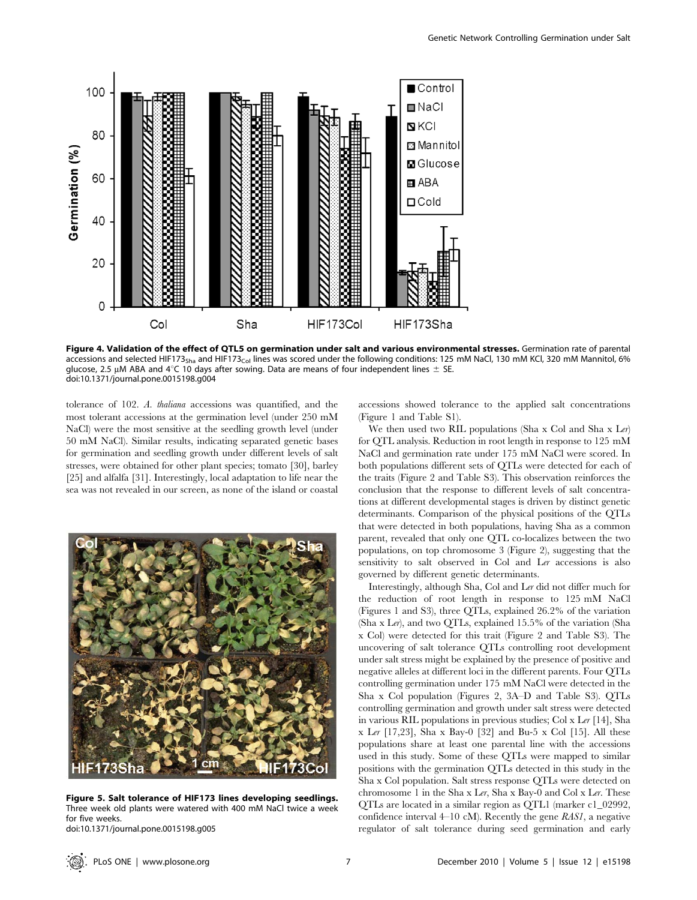**Figure 4. Validation of the effect of QTL5 on germination under salt and various environmental stresses.** Germination rate of parental accessions and selected $HIF173_{Sha}$ and $HIF173_{Col}$ lines was scored under the following conditions: 125 mM NaCl, 130 mM KCl, 320 mM Mannitol, 6% glucose, 2.5 μM ABA and 4°C 10 days after sowing. Data are means of four independent lines ± SE.
doi:10.1371/journal.pone.0015198.g004

tolerance of 102. *A. thaliana* accessions was quantified, and the most tolerant accessions at the germination level (under 250 mM NaCl) were the most sensitive at the seedling growth level (under 50 mM NaCl). Similar results, indicating separated genetic bases for germination and seedling growth under different levels of salt stresses, were obtained for other plant species; tomato [30], barley [25] and alfalfa [31]. Interestingly, local adaptation to life near the sea was not revealed in our screen, as none of the island or coastal accessions showed tolerance to the applied salt concentrations (Figure 1 and Table S1).

**Figure 5. Salt tolerance of HIF173 lines developing seedlings.** Three week old plants were watered with 400 mM NaCl twice a week for five weeks.
doi:10.1371/journal.pone.0015198.g005

We then used two RIL populations (Sha x Col and Sha x *Ler*) for QTL analysis. Reduction in root length in response to 125 mM NaCl and germination rate under 175 mM NaCl were scored. In both populations different sets of QTLs were detected for each of the traits (Figure 2 and Table S3). This observation reinforces the conclusion that the response to different levels of salt concentrations at different developmental stages is driven by distinct genetic determinants. Comparison of the physical positions of the QTLs that were detected in both populations, having Sha as a common parent, revealed that only one QTL co-localizes between the two populations, on top chromosome 3 (Figure 2), suggesting that the sensitivity to salt observed in Col and *Ler* accessions is also governed by different genetic determinants.

Interestingly, although Sha, Col and *Ler* did not differ much for the reduction of root length in response to 125 mM NaCl (Figures 1 and S3), three QTLs, explained 26.2% of the variation (Sha x *Ler*), and two QTLs, explained 15.5% of the variation (Sha x Col) were detected for this trait (Figure 2 and Table S3). The uncovering of salt tolerance QTLs controlling root development under salt stress might be explained by the presence of positive and negative alleles at different loci in the different parents. Four QTLs controlling germination under 175 mM NaCl were detected in the Sha x Col population (Figures 2, 3A–D and Table S3). QTLs controlling germination and growth under salt stress were detected in various RIL populations in previous studies; Col x *Ler* [14], Sha x *Ler* [17,23], Sha x Bay-0 [32] and Bu-5 x Col [15]. All these populations share at least one parental line with the accessions used in this study. Some of these QTLs were mapped to similar positions with the germination QTLs detected in this study in the Sha x Col population. Salt stress response QTLs were detected on chromosome 1 in the Sha x *Ler*, Sha x Bay-0 and Col x *Ler*. These QTLs are located in a similar region as QTL1 (marker c1_02992, confidence interval 4–10 cM). Recently the gene *RAS1*, a negative regulator of salt tolerance during seed germination and early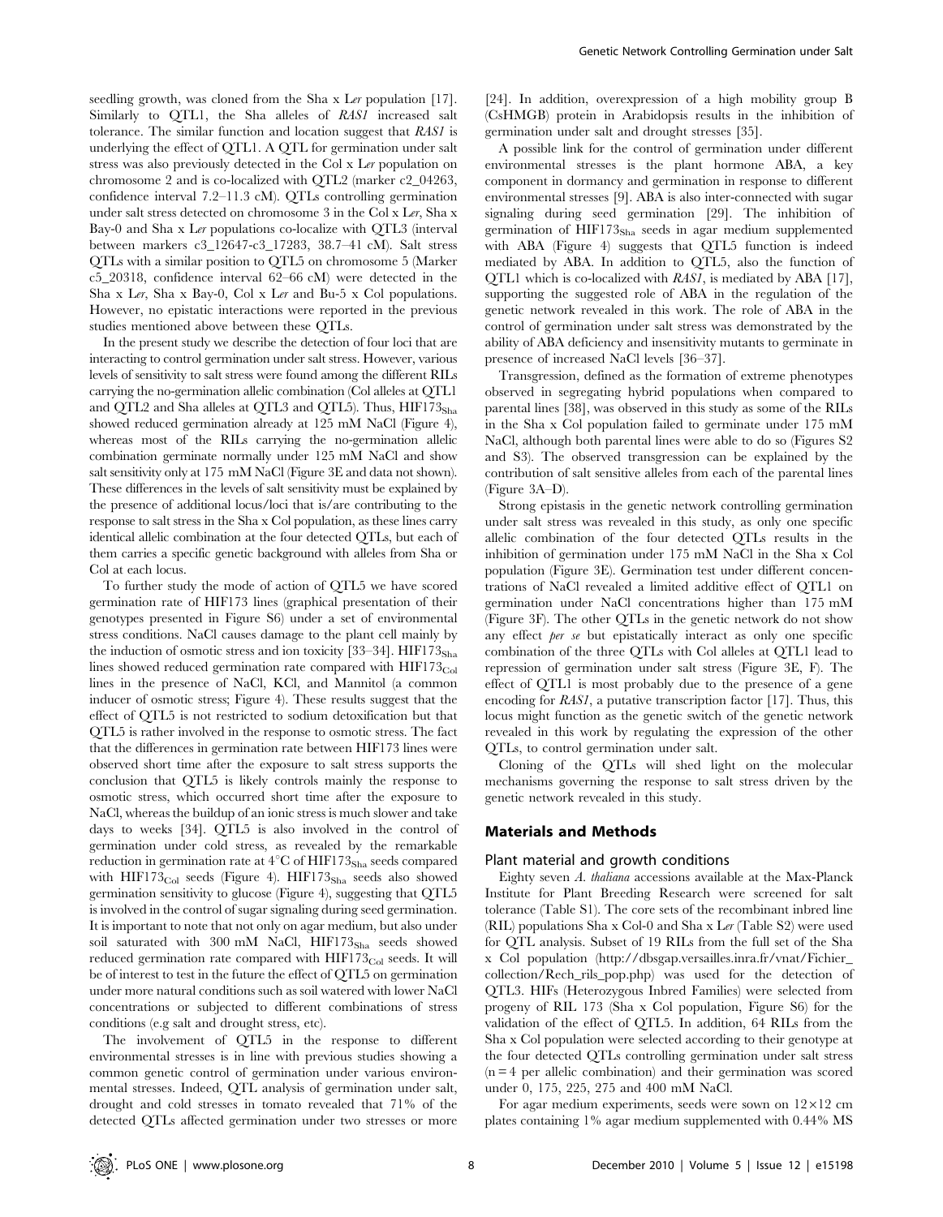seedling growth, was cloned from the Sha x *Ler* population [17]. Similarly to QTL1, the Sha alleles of *RAS1* increased salt tolerance. The similar function and location suggest that *RAS1* is underlying the effect of QTL1. A QTL for germination under salt stress was also previously detected in the Col x *Ler* population on chromosome 2 and is co-localized with QTL2 (marker c2_04263, confidence interval 7.2–11.3 cM). QTLs controlling germination under salt stress detected on chromosome 3 in the Col x *Ler*, Sha x Bay-0 and Sha x *Ler* populations co-localize with QTL3 (interval between markers c3_12647-c3_17283, 38.7–41 cM). Salt stress QTLs with a similar position to QTL5 on chromosome 5 (Marker c5_20318, confidence interval 62–66 cM) were detected in the Sha x *Ler*, Sha x Bay-0, Col x *Ler* and Bu-5 x Col populations. However, no epistatic interactions were reported in the previous studies mentioned above between these QTLs.

In the present study we describe the detection of four loci that are interacting to control germination under salt stress. However, various levels of sensitivity to salt stress were found among the different RILs carrying the no-germination allelic combination (Col alleles at QTL1 and QTL2 and Sha alleles at QTL3 and QTL5). Thus, $HIF173_{Sha}$ showed reduced germination already at 125 mM NaCl (Figure 4), whereas most of the RILs carrying the no-germination allelic combination germinate normally under 125 mM NaCl and show salt sensitivity only at 175 mM NaCl (Figure 3E and data not shown). These differences in the levels of salt sensitivity must be explained by the presence of additional locus/loci that is/are contributing to the response to salt stress in the Sha x Col population, as these lines carry identical allelic combination at the four detected QTLs, but each of them carries a specific genetic background with alleles from Sha or Col at each locus.

To further study the mode of action of QTL5 we have scored germination rate of HIF173 lines (graphical presentation of their genotypes presented in Figure S6) under a set of environmental stress conditions. NaCl causes damage to the plant cell mainly by the induction of osmotic stress and ion toxicity [33–34]. $HIF173_{Sha}$ lines showed reduced germination rate compared with $HIF173_{Col}$ lines in the presence of NaCl, KCl, and Mannitol (a common inducer of osmotic stress; Figure 4). These results suggest that the effect of QTL5 is not restricted to sodium detoxification but that QTL5 is rather involved in the response to osmotic stress. The fact that the differences in germination rate between HIF173 lines were observed short time after the exposure to salt stress supports the conclusion that QTL5 is likely controls mainly the response to osmotic stress, which occurred short time after the exposure to NaCl, whereas the buildup of an ionic stress is much slower and take days to weeks [34]. QTL5 is also involved in the control of germination under cold stress, as revealed by the remarkable reduction in germination rate at 4°C of $HIF173_{Sha}$ seeds compared with $HIF173_{Col}$ seeds (Figure 4). $HIF173_{Sha}$ seeds also showed germination sensitivity to glucose (Figure 4), suggesting that QTL5 is involved in the control of sugar signaling during seed germination. It is important to note that not only on agar medium, but also under soil saturated with 300 mM NaCl, $HIF173_{Sha}$ seeds showed reduced germination rate compared with $HIF173_{Col}$ seeds. It will be of interest to test in the future the effect of QTL5 on germination under more natural conditions such as soil watered with lower NaCl concentrations or subjected to different combinations of stress conditions (e.g salt and drought stress, etc).

The involvement of QTL5 in the response to different environmental stresses is in line with previous studies showing a common genetic control of germination under various environmental stresses. Indeed, QTL analysis of germination under salt, drought and cold stresses in tomato revealed that 71% of the detected QTLs affected germination under two stresses or more [24]. In addition, overexpression of a high mobility group B (CsHMGB) protein in Arabidopsis results in the inhibition of germination under salt and drought stresses [35].

A possible link for the control of germination under different environmental stresses is the plant hormone ABA, a key component in dormancy and germination in response to different environmental stresses [9]. ABA is also inter-connected with sugar signaling during seed germination [29]. The inhibition of germination of $HIF173_{Sha}$ seeds in agar medium supplemented with ABA (Figure 4) suggests that QTL5 function is indeed mediated by ABA. In addition to QTL5, also the function of QTL1 which is co-localized with *RAS1*, is mediated by ABA [17], supporting the suggested role of ABA in the regulation of the genetic network revealed in this work. The role of ABA in the control of germination under salt stress was demonstrated by the ability of ABA deficiency and insensitivity mutants to germinate in presence of increased NaCl levels [36–37].

Transgression, defined as the formation of extreme phenotypes observed in segregating hybrid populations when compared to parental lines [38], was observed in this study as some of the RILs in the Sha x Col population failed to germinate under 175 mM NaCl, although both parental lines were able to do so (Figures S2 and S3). The observed transgression can be explained by the contribution of salt sensitive alleles from each of the parental lines (Figure 3A–D).

Strong epistasis in the genetic network controlling germination under salt stress was revealed in this study, as only one specific allelic combination of the four detected QTLs results in the inhibition of germination under 175 mM NaCl in the Sha x Col population (Figure 3E). Germination test under different concentrations of NaCl revealed a limited additive effect of QTL1 on germination under NaCl concentrations higher than 175 mM (Figure 3F). The other QTLs in the genetic network do not show any effect *per se* but epistatically interact as only one specific combination of the three QTLs with Col alleles at QTL1 lead to repression of germination under salt stress (Figure 3E, F). The effect of QTL1 is most probably due to the presence of a gene encoding for *RAS1*, a putative transcription factor [17]. Thus, this locus might function as the genetic switch of the genetic network revealed in this work by regulating the expression of the other QTLs, to control germination under salt.

Cloning of the QTLs will shed light on the molecular mechanisms governing the response to salt stress driven by the genetic network revealed in this study.

## Materials and Methods

### Plant material and growth conditions

Eighty seven *A. thaliana* accessions available at the Max-Planck Institute for Plant Breeding Research were screened for salt tolerance (Table S1). The core sets of the recombinant inbred line (RIL) populations Sha x Col-0 and Sha x *Ler* (Table S2) were used for QTL analysis. Subset of 19 RILs from the full set of the Sha x Col population (http://dbsgap.versailles.inra.fr/vnat/Fichier_collection/Rech_rils_pop.php) was used for the detection of QTL3. HIFs (Heterozygous Inbred Families) were selected from progeny of RIL 173 (Sha x Col population, Figure S6) for the validation of the effect of QTL5. In addition, 64 RILs from the Sha x Col population were selected according to their genotype at the four detected QTLs controlling germination under salt stress (n = 4 per allelic combination) and their germination was scored under 0, 175, 225, 275 and 400 mM NaCl.

For agar medium experiments, seeds were sown on 12×12 cm plates containing 1% agar medium supplemented with 0.44% MS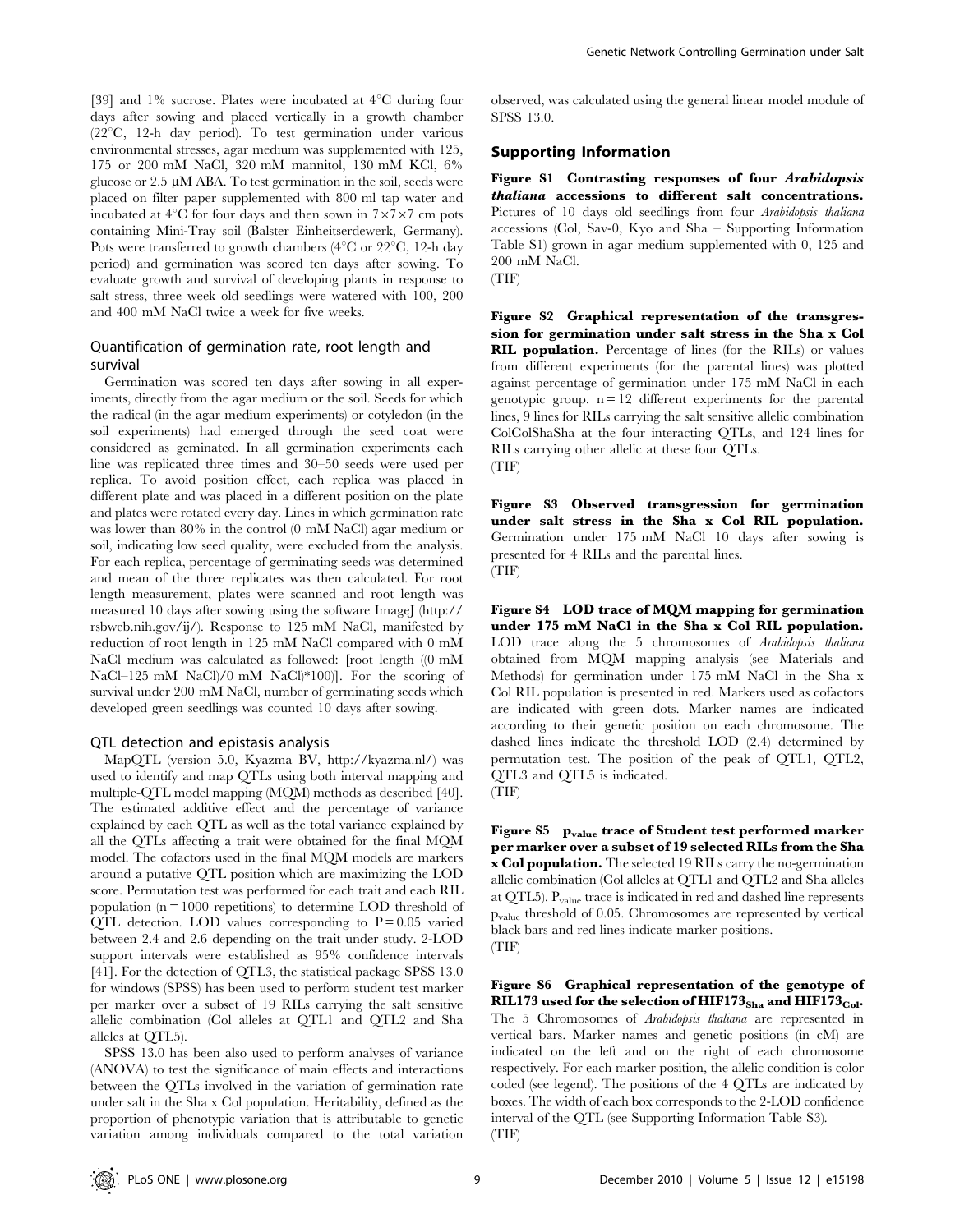[39] and 1% sucrose. Plates were incubated at 4°C during four days after sowing and placed vertically in a growth chamber (22°C, 12-h day period). To test germination under various environmental stresses, agar medium was supplemented with 125, 175 or 200 mM NaCl, 320 mM mannitol, 130 mM KCl, 6% glucose or 2.5 μM ABA. To test germination in the soil, seeds were placed on filter paper supplemented with 800 ml tap water and incubated at 4°C for four days and then sown in 7×7×7 cm pots containing Mini-Tray soil (Balster Einheitserdewerk, Germany). Pots were transferred to growth chambers (4°C or 22°C, 12-h day period) and germination was scored ten days after sowing. To evaluate growth and survival of developing plants in response to salt stress, three week old seedlings were watered with 100, 200 and 400 mM NaCl twice a week for five weeks.

### Quantification of germination rate, root length and survival

Germination was scored ten days after sowing in all experiments, directly from the agar medium or the soil. Seeds for which the radical (in the agar medium experiments) or cotyledon (in the soil experiments) had emerged through the seed coat were considered as geminated. In all germination experiments each line was replicated three times and 30–50 seeds were used per replica. To avoid position effect, each replica was placed in different plate and was placed in a different position on the plate and plates were rotated every day. Lines in which germination rate was lower than 80% in the control (0 mM NaCl) agar medium or soil, indicating low seed quality, were excluded from the analysis. For each replica, percentage of germinating seeds was determined and mean of the three replicates was then calculated. For root length measurement, plates were scanned and root length was measured 10 days after sowing using the software ImageJ (http://rsbweb.nih.gov/ij/). Response to 125 mM NaCl, manifested by reduction of root length in 125 mM NaCl compared with 0 mM NaCl medium was calculated as followed: [root length ((0 mM NaCl–125 mM NaCl)/0 mM NaCl)*100)]. For the scoring of survival under 200 mM NaCl, number of germinating seeds which developed green seedlings was counted 10 days after sowing.

### QTL detection and epistasis analysis

MapQTL (version 5.0, Kyazma BV, http://kyazma.nl/) was used to identify and map QTLs using both interval mapping and multiple-QTL model mapping (MQM) methods as described [40]. The estimated additive effect and the percentage of variance explained by each QTL as well as the total variance explained by all the QTLs affecting a trait were obtained for the final MQM model. The cofactors used in the final MQM models are markers around a putative QTL position which are maximizing the LOD score. Permutation test was performed for each trait and each RIL population (n = 1000 repetitions) to determine LOD threshold of QTL detection. LOD values corresponding to P = 0.05 varied between 2.4 and 2.6 depending on the trait under study. 2-LOD support intervals were established as 95% confidence intervals [41]. For the detection of QTL3, the statistical package SPSS 13.0 for windows (SPSS) has been used to perform student test marker per marker over a subset of 19 RILs carrying the salt sensitive allelic combination (Col alleles at QTL1 and QTL2 and Sha alleles at QTL5).

SPSS 13.0 has been also used to perform analyses of variance (ANOVA) to test the significance of main effects and interactions between the QTLs involved in the variation of germination rate under salt in the Sha x Col population. Heritability, defined as the proportion of phenotypic variation that is attributable to genetic variation among individuals compared to the total variation observed, was calculated using the general linear model module of SPSS 13.0.

## Supporting Information

**Figure S1 Contrasting responses of four *Arabidopsis thaliana* accessions to different salt concentrations.** Pictures of 10 days old seedlings from four *Arabidopsis thaliana* accessions (Col, Sav-0, Kyo and Sha – Supporting Information Table S1) grown in agar medium supplemented with 0, 125 and 200 mM NaCl.
(TIF)

**Figure S2 Graphical representation of the transgression for germination under salt stress in the Sha x Col RIL population.** Percentage of lines (for the RILs) or values from different experiments (for the parental lines) was plotted against percentage of germination under 175 mM NaCl in each genotypic group. n = 12 different experiments for the parental lines, 9 lines for RILs carrying the salt sensitive allelic combination ColColShaSha at the four interacting QTLs, and 124 lines for RILs carrying other allelic at these four QTLs.
(TIF)

**Figure S3 Observed transgression for germination under salt stress in the Sha x Col RIL population.** Germination under 175 mM NaCl 10 days after sowing is presented for 4 RILs and the parental lines.
(TIF)

**Figure S4 LOD trace of MQM mapping for germination under 175 mM NaCl in the Sha x Col RIL population.** LOD trace along the 5 chromosomes of *Arabidopsis thaliana* obtained from MQM mapping analysis (see Materials and Methods) for germination under 175 mM NaCl in the Sha x Col RIL population is presented in red. Markers used as cofactors are indicated with green dots. Marker names are indicated according to their genetic position on each chromosome. The dashed lines indicate the threshold LOD (2.4) determined by permutation test. The position of the peak of QTL1, QTL2, QTL3 and QTL5 is indicated.
(TIF)

**Figure S5 $p_{value}$ trace of Student test performed marker per marker over a subset of 19 selected RILs from the Sha x Col population.** The selected 19 RILs carry the no-germination allelic combination (Col alleles at QTL1 and QTL2 and Sha alleles at QTL5). $P_{value}$ trace is indicated in red and dashed line represents $p_{value}$ threshold of 0.05. Chromosomes are represented by vertical black bars and red lines indicate marker positions.
(TIF)

**Figure S6 Graphical representation of the genotype of RIL173 used for the selection of $HIF173_{Sha}$ and $HIF173_{Col}$.** The 5 Chromosomes of *Arabidopsis thaliana* are represented in vertical bars. Marker names and genetic positions (in cM) are indicated on the left and on the right of each chromosome respectively. For each marker position, the allelic condition is color coded (see legend). The positions of the 4 QTLs are indicated by boxes. The width of each box corresponds to the 2-LOD confidence interval of the QTL (see Supporting Information Table S3).
(TIF)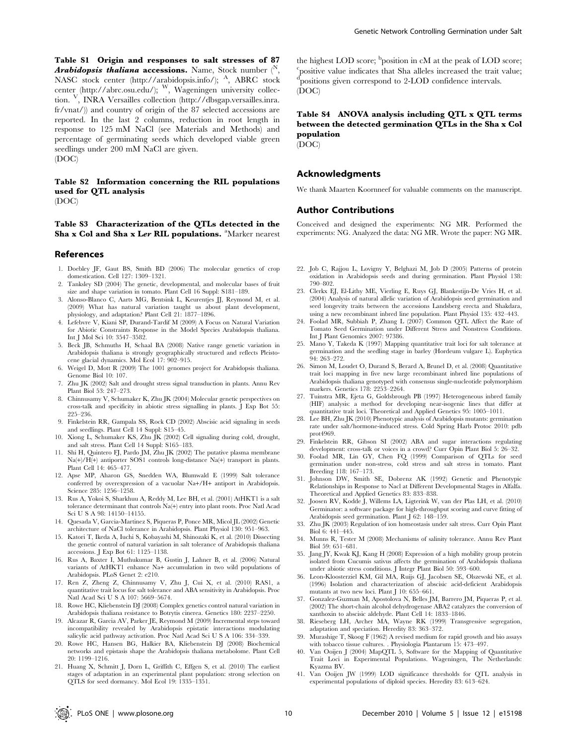**Table S1 Origin and responses to salt stresses of 87 *Arabidopsis thaliana* accessions.** Name, Stock number ([N], NASC stock center (http://arabidopsis.info/); [A], ABRC stock center (http://abrc.osu.edu/); [W], Wageningen university collection. [V], INRA Versailles collection (http://dbsgap.versailles.inra.fr/vnat/)) and country of origin of the 87 selected accessions are reported. In the last 2 columns, reduction in root length in response to 125 mM NaCl (see Materials and Methods) and percentage of germinating seeds which developed viable green seedlings under 200 mM NaCl are given.
(DOC)

**Table S2 Information concerning the RIL populations used for QTL analysis**
(DOC)

**Table S3 Characterization of the QTLs detected in the Sha x Col and Sha x *Ler* RIL populations.** [a]Marker nearest the highest LOD score; [b]position in cM at the peak of LOD score; [c]positive value indicates that Sha alleles increased the trait value; [d]positions given correspond to 2-LOD confidence intervals.
(DOC)

**Table S4 ANOVA analysis including QTL x QTL terms between the detected germination QTLs in the Sha x Col population**
(DOC)

## Acknowledgments

We thank Maarten Koornneef for valuable comments on the manuscript.

## Author Contributions

Conceived and designed the experiments: NG MR. Performed the experiments: NG. Analyzed the data: NG MR. Wrote the paper: NG MR.

## References

1. Doebley JF, Gaut BS, Smith BD (2006) The molecular genetics of crop domestication. Cell 127: 1309–1321.
2. Tanksley SD (2004) The genetic, developmental, and molecular bases of fruit size and shape variation in tomato. Plant Cell 16 Suppl: S181–189.
3. Alonso-Blanco C, Aarts MG, Bentsink L, Keurentjes JJ, Reymond M, et al. (2009) What has natural variation taught us about plant development, physiology, and adaptation? Plant Cell 21: 1877–1896.
4. Lefebvre V, Kiani SP, Durand-Tardif M (2009) A Focus on Natural Variation for Abiotic Constraints Response in the Model Species Arabidopsis thaliana. Int J Mol Sci 10: 3547–3582.
5. Beck JB, Schmuths H, Schaal BA (2008) Native range genetic variation in Arabidopsis thaliana is strongly geographically structured and reflects Pleistocene glacial dynamics. Mol Ecol 17: 902–915.
6. Weigel D, Mott R (2009) The 1001 genomes project for Arabidopsis thaliana. Genome Biol 10: 107.
7. Zhu JK (2002) Salt and drought stress signal transduction in plants. Annu Rev Plant Biol 53: 247–273.
8. Chinnusamy V, Schumaker K, Zhu JK (2004) Molecular genetic perspectives on cross-talk and specificity in abiotic stress signalling in plants. J Exp Bot 55: 225–236.
9. Finkelstein RR, Gampala SS, Rock CD (2002) Abscisic acid signaling in seeds and seedlings. Plant Cell 14 Suppl: S15–45.
10. Xiong L, Schumaker KS, Zhu JK (2002) Cell signaling during cold, drought, and salt stress. Plant Cell 14 Suppl: S165–183.
11. Shi H, Quintero FJ, Pardo JM, Zhu JK (2002) The putative plasma membrane Na(+)/H(+) antiporter SOS1 controls long-distance Na(+) transport in plants. Plant Cell 14: 465–477.
12. Apse MP, Aharon GS, Snedden WA, Blumwald E (1999) Salt tolerance conferred by overexpression of a vacuolar Na+/H+ antiport in Arabidopsis. Science 285: 1256–1258.
13. Rus A, Yokoi S, Sharkhuu A, Reddy M, Lee BH, et al. (2001) AtHKT1 is a salt tolerance determinant that controls Na(+) entry into plant roots. Proc Natl Acad Sci U S A 98: 14150–14155.
14. Quesada V, Garcia-Martinez S, Piqueras P, Ponce MR, Micol JL (2002) Genetic architecture of NaCl tolerance in Arabidopsis. Plant Physiol 130: 951–963.
15. Katori T, Ikeda A, Iuchi S, Kobayashi M, Shinozaki K, et al. (2010) Dissecting the genetic control of natural variation in salt tolerance of Arabidopsis thaliana accessions. J Exp Bot 61: 1125–1138.
16. Rus A, Baxter I, Muthukumar B, Gustin J, Lahner B, et al. (2006) Natural variants of AtHKT1 enhance Na+ accumulation in two wild populations of Arabidopsis. PLoS Genet 2: e210.
17. Ren Z, Zheng Z, Chinnusamy V, Zhu J, Cui X, et al. (2010) RAS1, a quantitative trait locus for salt tolerance and ABA sensitivity in Arabidopsis. Proc Natl Acad Sci U S A 107: 5669–5674.
18. Rowe HC, Kliebenstein DJ (2008) Complex genetics control natural variation in Arabidopsis thaliana resistance to Botrytis cinerea. Genetics 180: 2237–2250.
19. Alcazar R, Garcia AV, Parker JE, Reymond M (2009) Incremental steps toward incompatibility revealed by Arabidopsis epistatic interactions modulating salicylic acid pathway activation. Proc Natl Acad Sci U S A 106: 334–339.
20. Rowe HC, Hansen BG, Halkier BA, Kliebenstein DJ (2008) Biochemical networks and epistasis shape the Arabidopsis thaliana metabolome. Plant Cell 20: 1199–1216.
21. Huang X, Schmitt J, Dorn L, Griffith C, Effgen S, et al. (2010) The earliest stages of adaptation in an experimental plant population: strong selection on QTLS for seed dormancy. Mol Ecol 19: 1335–1351.
22. Job C, Rajjou L, Lovigny Y, Belghazi M, Job D (2005) Patterns of protein oxidation in Arabidopsis seeds and during germination. Plant Physiol 138: 790–802.
23. Clerkx EJ, El-Lithy ME, Vierling E, Ruys GJ, Blankestijn-De Vries H, et al. (2004) Analysis of natural allelic variation of Arabidopsis seed germination and seed longevity traits between the accessions Landsberg erecta and Shakdara, using a new recombinant inbred line population. Plant Physiol 135: 432–443.
24. Foolad MR, Subbiah P, Zhang L (2007) Common QTL Affect the Rate of Tomato Seed Germination under Different Stress and Nonstress Conditions. Int J Plant Genomics 2007: 97386.
25. Mano Y, Takeda K (1997) Mapping quantitative trait loci for salt tolerance at germination and the seedling stage in barley (Hordeum vulgare L). Euphytica 94: 263–272.
26. Simon M, Loudet O, Durand S, Berard A, Brunel D, et al. (2008) Quantitative trait loci mapping in five new large recombinant inbred line populations of Arabidopsis thaliana genotyped with consensus single-nucleotide polymorphism markers. Genetics 178: 2253–2264.
27. Tuinstra MR, Ejeta G, Goldsbrough PB (1997) Heterogeneous inbred family (HIF) analysis: a method for developing near-isogenic lines that differ at quantitative trait loci. Theoretical and Applied Genetics 95: 1005–1011.
28. Lee BH, Zhu JK (2010) Phenotypic analysis of Arabidopsis mutants: germination rate under salt/hormone-induced stress. Cold Spring Harb Protoc 2010: pdb prot4969.
29. Finkelstein RR, Gibson SI (2002) ABA and sugar interactions regulating development: cross-talk or voices in a crowd? Curr Opin Plant Biol 5: 26–32.
30. Foolad MR, Lin GY, Chen FQ (1999) Comparison of QTLs for seed germination under non-stress, cold stress and salt stress in tomato. Plant Breeding 118: 167–173.
31. Johnson DW, Smith SE, Dobrenz AK (1992) Genetic and Phenotypic Relationships in Response to Nacl at Different Developmental Stages in Alfalfa. Theoretical and Applied Genetics 83: 833–838.
32. Joosen RV, Kodde J, Willems LA, Ligterink W, van der Plas LH, et al. (2010) Germinator: a software package for high-throughput scoring and curve fitting of Arabidopsis seed germination. Plant J 62: 148–159.
33. Zhu JK (2003) Regulation of ion homeostasis under salt stress. Curr Opin Plant Biol 6: 441–445.
34. Munns R, Tester M (2008) Mechanisms of salinity tolerance. Annu Rev Plant Biol 59: 651–681.
35. Jang JY, Kwak KJ, Kang H (2008) Expression of a high mobility group protein isolated from Cucumis sativus affects the germination of Arabidopsis thaliana under abiotic stress conditions. J Integr Plant Biol 50: 593–600.
36. Leon-Kloosterziel KM, Gil MA, Ruijs GJ, Jacobsen SE, Olszewski NE, et al. (1996) Isolation and characterization of abscisic acid-deficient Arabidopsis mutants at two new loci. Plant J 10: 655–661.
37. Gonzalez-Guzman M, Apostolova N, Belles JM, Barrero JM, Piqueras P, et al. (2002) The short-chain alcohol dehydrogenase ABA2 catalyzes the conversion of xanthoxin to abscisic aldehyde. Plant Cell 14: 1833–1846.
38. Rieseberg LH, Archer MA, Wayne RK (1999) Transgressive segregation, adaptation and speciation. Heredity 83: 363–372.
39. Murashige T, Skoog F (1962) A revised medium for rapid growth and bio assays with tobacco tissue cultures. . Physiologia Plantarum 15: 473–497.
40. Van Ooijen J (2004) MapQTL 5, Software for the Mapping of Quantitative Trait Loci in Experimental Populations. Wageningen, The Netherlands: Kyazma BV.
41. Van Ooijen JW (1999) LOD significance thresholds for QTL analysis in experimental populations of diploid species. Heredity 83: 613–624.